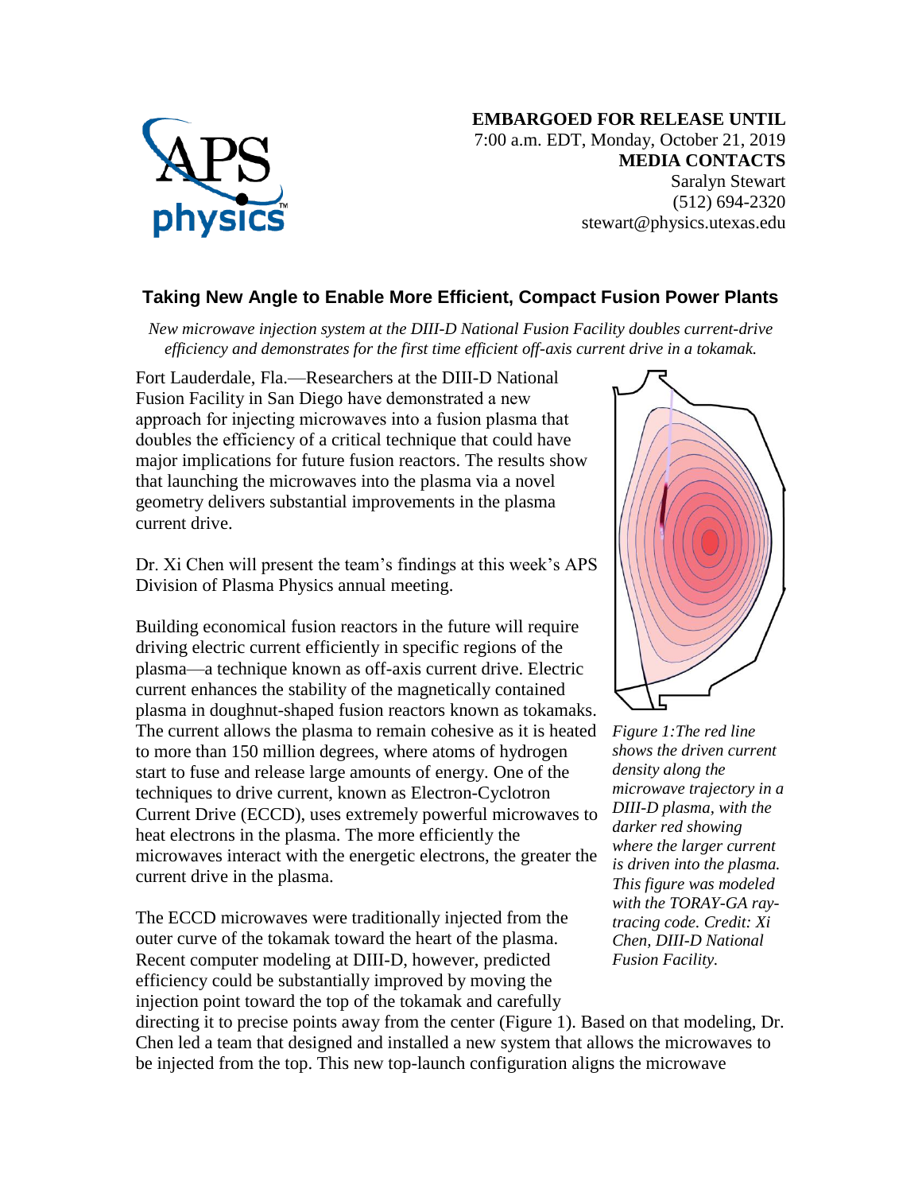**EMBARGOED FOR RELEASE UNTIL**
7:00 a.m. EDT, Monday, October 21, 2019
**MEDIA CONTACTS**
Saralyn Stewart
(512) 694-2320
stewart@physics.utexas.edu

## Taking New Angle to Enable More Efficient, Compact Fusion Power Plants

*New microwave injection system at the DIII-D National Fusion Facility doubles current-drive efficiency and demonstrates for the first time efficient off-axis current drive in a tokamak.*

Fort Lauderdale, Fla.—Researchers at the DIII-D National Fusion Facility in San Diego have demonstrated a new approach for injecting microwaves into a fusion plasma that doubles the efficiency of a critical technique that could have major implications for future fusion reactors. The results show that launching the microwaves into the plasma via a novel geometry delivers substantial improvements in the plasma current drive.

Dr. Xi Chen will present the team's findings at this week's APS Division of Plasma Physics annual meeting.

Building economical fusion reactors in the future will require driving electric current efficiently in specific regions of the plasma—a technique known as off-axis current drive. Electric current enhances the stability of the magnetically contained plasma in doughnut-shaped fusion reactors known as tokamaks. The current allows the plasma to remain cohesive as it is heated to more than 150 million degrees, where atoms of hydrogen start to fuse and release large amounts of energy. One of the techniques to drive current, known as Electron-Cyclotron Current Drive (ECCD), uses extremely powerful microwaves to heat electrons in the plasma. The more efficiently the microwaves interact with the energetic electrons, the greater the current drive in the plasma.

*Figure 1: The red line shows the driven current density along the microwave trajectory in a DIII-D plasma, with the darker red showing where the larger current is driven into the plasma. This figure was modeled with the TORAY-GA ray-tracing code. Credit: Xi Chen, DIII-D National Fusion Facility.*

The ECCD microwaves were traditionally injected from the outer curve of the tokamak toward the heart of the plasma. Recent computer modeling at DIII-D, however, predicted efficiency could be substantially improved by moving the injection point toward the top of the tokamak and carefully directing it to precise points away from the center (Figure 1). Based on that modeling, Dr. Chen led a team that designed and installed a new system that allows the microwaves to be injected from the top. This new top-launch configuration aligns the microwave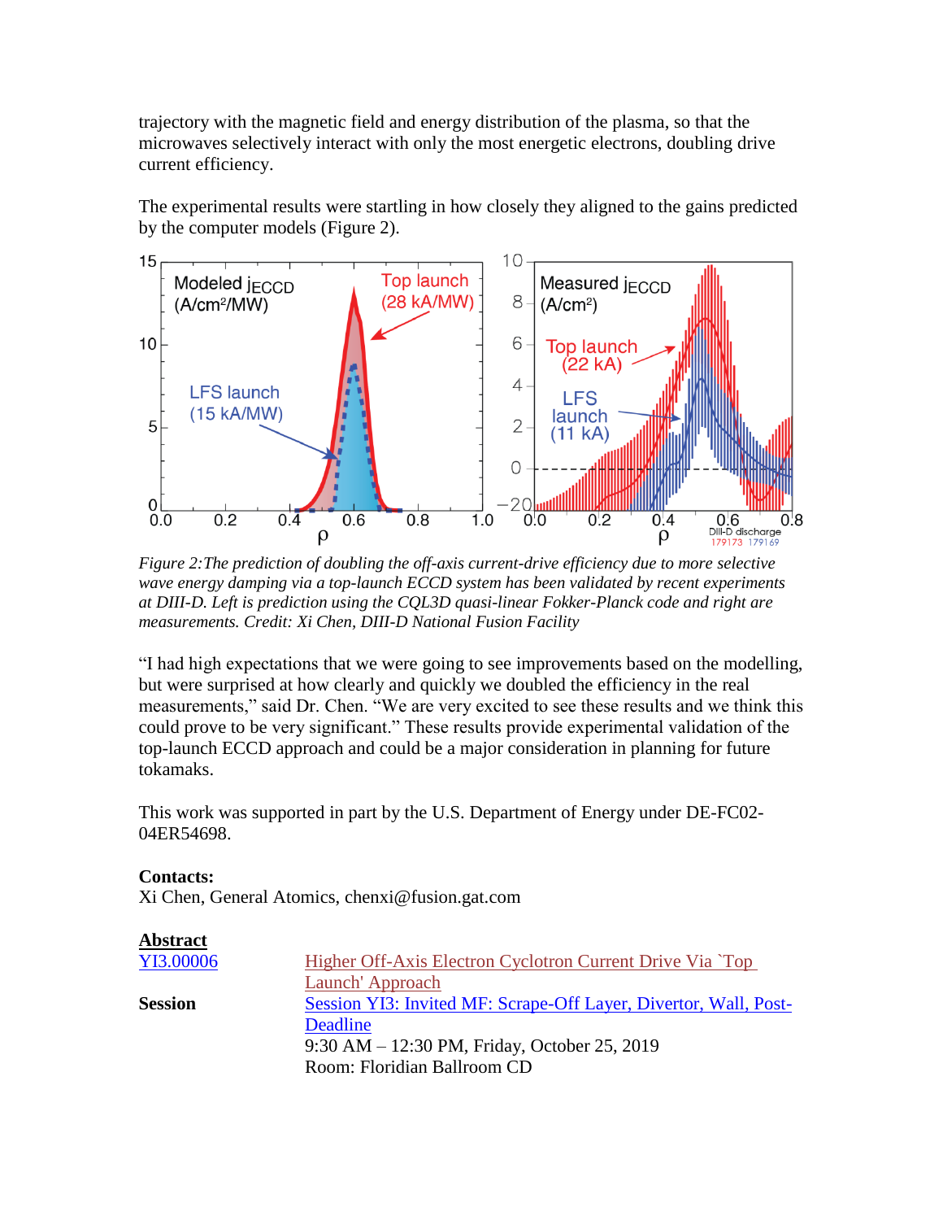trajectory with the magnetic field and energy distribution of the plasma, so that the microwaves selectively interact with only the most energetic electrons, doubling drive current efficiency.

The experimental results were startling in how closely they aligned to the gains predicted by the computer models (Figure 2).

Modeled $j_{ECCD}$ (A/cm²/MW)

Top launch (28 kA/MW)

LFS launch (15 kA/MW)

15
10
5
0

0.0 0.2 0.4 0.6 0.8 1.0

ρ

Measured $j_{ECCD}$ (A/cm²)

Top launch (22 kA)

LFS launch (11 kA)

10
8
6
4
2
0
−2

0.0 0.2 0.4 0.6 0.8

ρ

DIII-D discharge
179173 179169

*Figure 2: The prediction of doubling the off-axis current-drive efficiency due to more selective wave energy damping via a top-launch ECCD system has been validated by recent experiments at DIII-D. Left is prediction using the CQL3D quasi-linear Fokker-Planck code and right are measurements. Credit: Xi Chen, DIII-D National Fusion Facility*

"I had high expectations that we were going to see improvements based on the modelling, but were surprised at how clearly and quickly we doubled the efficiency in the real measurements," said Dr. Chen. "We are very excited to see these results and we think this could prove to be very significant." These results provide experimental validation of the top-launch ECCD approach and could be a major consideration in planning for future tokamaks.

This work was supported in part by the U.S. Department of Energy under DE-FC02-04ER54698.

**Contacts:**
Xi Chen, General Atomics, chenxi@fusion.gat.com

| | |
|---|---|
| **Abstract** | |
| YI3.00006 | Higher Off-Axis Electron Cyclotron Current Drive Via `Top Launch' Approach |
| **Session** | Session YI3: Invited MF: Scrape-Off Layer, Divertor, Wall, Post-Deadline<br>9:30 AM – 12:30 PM, Friday, October 25, 2019<br>Room: Floridian Ballroom CD |